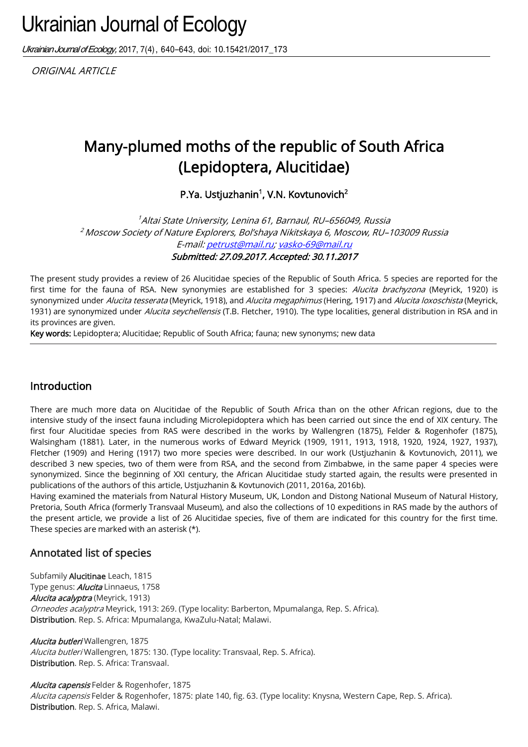ORIGINAL ARTICLE

# Many-plumed moths of the republic of South Africa (Lepidoptera, Alucitidae)

**P.Ya. Ustjuzhanin[1], V.N. Kovtunovich[2]**

*[1]Altai State University, Lenina 61, Barnaul, RU–656049, Russia*
*[2] Moscow Society of Nature Explorers, Bol'shaya Nikitskaya 6, Moscow, RU–103009 Russia*
*E-mail: petrust@mail.ru; vasko-69@mail.ru*
***Submitted: 27.09.2017. Accepted: 30.11.2017***

The present study provides a review of 26 Alucitidae species of the Republic of South Africa. 5 species are reported for the first time for the fauna of RSA. New synonymies are established for 3 species: *Alucita brachyzona* (Meyrick, 1920) is synonymized under *Alucita tesserata* (Meyrick, 1918), and *Alucita megaphimus* (Hering, 1917) and *Alucita loxoschista* (Meyrick, 1931) are synonymized under *Alucita seychellensis* (T.B. Fletcher, 1910). The type localities, general distribution in RSA and in its provinces are given.

**Key words:** Lepidoptera; Alucitidae; Republic of South Africa; fauna; new synonyms; new data

## Introduction

There are much more data on Alucitidae of the Republic of South Africa than on the other African regions, due to the intensive study of the insect fauna including Microlepidoptera which has been carried out since the end of XIX century. The first four Alucitidae species from RAS were described in the works by Wallengren (1875), Felder & Rogenhofer (1875), Walsingham (1881). Later, in the numerous works of Edward Meyrick (1909, 1911, 1913, 1918, 1920, 1924, 1927, 1937), Fletcher (1909) and Hering (1917) two more species were described. In our work (Ustjuzhanin & Kovtunovich, 2011), we described 3 new species, two of them were from RSA, and the second from Zimbabwe, in the same paper 4 species were synonymized. Since the beginning of XXI century, the African Alucitidae study started again, the results were presented in publications of the authors of this article, Ustjuzhanin & Kovtunovich (2011, 2016a, 2016b).

Having examined the materials from Natural History Museum, UK, London and Distong National Museum of Natural History, Pretoria, South Africa (formerly Transvaal Museum), and also the collections of 10 expeditions in RAS made by the authors of the present article, we provide a list of 26 Alucitidae species, five of them are indicated for this country for the first time. These species are marked with an asterisk (*).

## Annotated list of species

Subfamily **Alucitinae** Leach, 1815
Type genus: ***Alucita*** Linnaeus, 1758
***Alucita acalyptra*** (Meyrick, 1913)
*Orneodes acalyptra* Meyrick, 1913: 269. (Type locality: Barberton, Mpumalanga, Rep. S. Africa).
**Distribution**. Rep. S. Africa: Mpumalanga, KwaZulu-Natal; Malawi.

***Alucita butleri*** Wallengren, 1875
*Alucita butleri* Wallengren, 1875: 130. (Type locality: Transvaal, Rep. S. Africa).
**Distribution**. Rep. S. Africa: Transvaal.

***Alucita capensis*** Felder & Rogenhofer, 1875
*Alucita capensis* Felder & Rogenhofer, 1875: plate 140, fig. 63. (Type locality: Knysna, Western Cape, Rep. S. Africa).
**Distribution**. Rep. S. Africa, Malawi.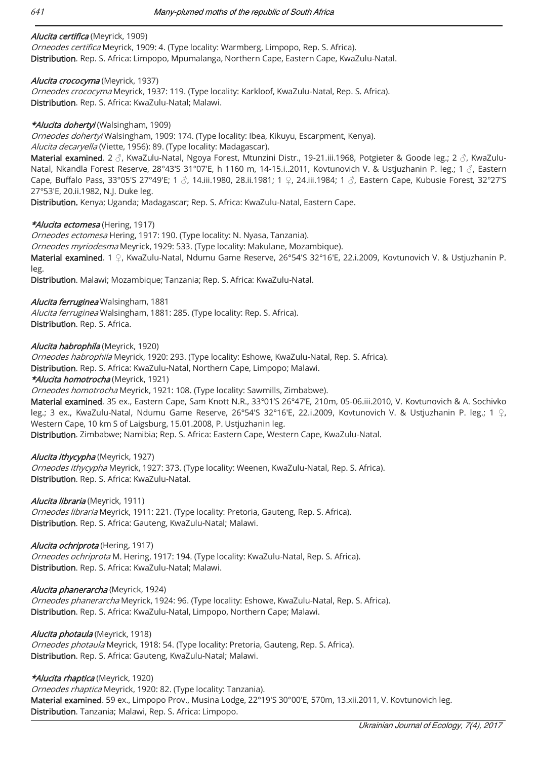*Alucita certifica* (Meyrick, 1909)
*Orneodes certifica* Meyrick, 1909: 4. (Type locality: Warmberg, Limpopo, Rep. S. Africa).
**Distribution**. Rep. S. Africa: Limpopo, Mpumalanga, Northern Cape, Eastern Cape, KwaZulu-Natal.

*Alucita crococyma* (Meyrick, 1937)
*Orneodes crococyma* Meyrick, 1937: 119. (Type locality: Karkloof, KwaZulu-Natal, Rep. S. Africa).
**Distribution**. Rep. S. Africa: KwaZulu-Natal; Malawi.

**\*Alucita dohertyi** (Walsingham, 1909)
*Orneodes dohertyi* Walsingham, 1909: 174. (Type locality: Ibea, Kikuyu, Escarpment, Kenya).
*Alucita decaryella* (Viette, 1956): 89. (Type locality: Madagascar).
**Material examined**. 2 ♂, KwaZulu-Natal, Ngoya Forest, Mtunzini Distr., 19-21.iii.1968, Potgieter & Goode leg.; 2 ♂, KwaZulu-Natal, Nkandla Forest Reserve, 28°43'S 31°07'E, h 1160 m, 14-15.i..2011, Kovtunovich V. & Ustjuzhanin P. leg.; 1 ♂, Eastern Cape, Buffalo Pass, 33°05'S 27°49'E; 1 ♂, 14.iii.1980, 28.ii.1981; 1 ♀, 24.iii.1984; 1 ♂, Eastern Cape, Kubusie Forest, 32°27'S 27°53'E, 20.ii.1982, N.J. Duke leg.
**Distribution.** Kenya; Uganda; Madagascar; Rep. S. Africa: KwaZulu-Natal, Eastern Cape.

**\*Alucita ectomesa** (Hering, 1917)
*Orneodes ectomesa* Hering, 1917: 190. (Type locality: N. Nyasa, Tanzania).
*Orneodes myriodesma* Meyrick, 1929: 533. (Type locality: Makulane, Mozambique).
**Material examined**. 1 ♀, KwaZulu-Natal, Ndumu Game Reserve, 26°54'S 32°16'E, 22.i.2009, Kovtunovich V. & Ustjuzhanin P. leg.
**Distribution**. Malawi; Mozambique; Tanzania; Rep. S. Africa: KwaZulu-Natal.

*Alucita ferruginea* Walsingham, 1881
*Alucita ferruginea* Walsingham, 1881: 285. (Type locality: Rep. S. Africa).
**Distribution**. Rep. S. Africa.

*Alucita habrophila* (Meyrick, 1920)
*Orneodes habrophila* Meyrick, 1920: 293. (Type locality: Eshowe, KwaZulu-Natal, Rep. S. Africa).
**Distribution**. Rep. S. Africa: KwaZulu-Natal, Northern Cape, Limpopo; Malawi.

**\*Alucita homotrocha** (Meyrick, 1921)
*Orneodes homotrocha* Meyrick, 1921: 108. (Type locality: Sawmills, Zimbabwe).
**Material examined**. 35 ex., Eastern Cape, Sam Knott N.R., 33°01'S 26°47'E, 210m, 05-06.iii.2010, V. Kovtunovich & A. Sochivko leg.; 3 ex., KwaZulu-Natal, Ndumu Game Reserve, 26°54'S 32°16'E, 22.i.2009, Kovtunovich V. & Ustjuzhanin P. leg.; 1 ♀, Western Cape, 10 km S of Laigsburg, 15.01.2008, P. Ustjuzhanin leg.
**Distribution**. Zimbabwe; Namibia; Rep. S. Africa: Eastern Cape, Western Cape, KwaZulu-Natal.

*Alucita ithycypha* (Meyrick, 1927)
*Orneodes ithycypha* Meyrick, 1927: 373. (Type locality: Weenen, KwaZulu-Natal, Rep. S. Africa).
**Distribution**. Rep. S. Africa: KwaZulu-Natal.

*Alucita libraria* (Meyrick, 1911)
*Orneodes libraria* Meyrick, 1911: 221. (Type locality: Pretoria, Gauteng, Rep. S. Africa).
**Distribution**. Rep. S. Africa: Gauteng, KwaZulu-Natal; Malawi.

*Alucita ochriprota* (Hering, 1917)
*Orneodes ochriprota* M. Hering, 1917: 194. (Type locality: KwaZulu-Natal, Rep. S. Africa).
**Distribution**. Rep. S. Africa: KwaZulu-Natal; Malawi.

*Alucita phanerarcha* (Meyrick, 1924)
*Orneodes phanerarcha* Meyrick, 1924: 96. (Type locality: Eshowe, KwaZulu-Natal, Rep. S. Africa).
**Distribution**. Rep. S. Africa: KwaZulu-Natal, Limpopo, Northern Cape; Malawi.

*Alucita photaula* (Meyrick, 1918)
*Orneodes photaula* Meyrick, 1918: 54. (Type locality: Pretoria, Gauteng, Rep. S. Africa).
**Distribution**. Rep. S. Africa: Gauteng, KwaZulu-Natal; Malawi.

**\*Alucita rhaptica** (Meyrick, 1920)
*Orneodes rhaptica* Meyrick, 1920: 82. (Type locality: Tanzania).
**Material examined**. 59 ex., Limpopo Prov., Musina Lodge, 22°19'S 30°00'E, 570m, 13.xii.2011, V. Kovtunovich leg.
**Distribution**. Tanzania; Malawi, Rep. S. Africa: Limpopo.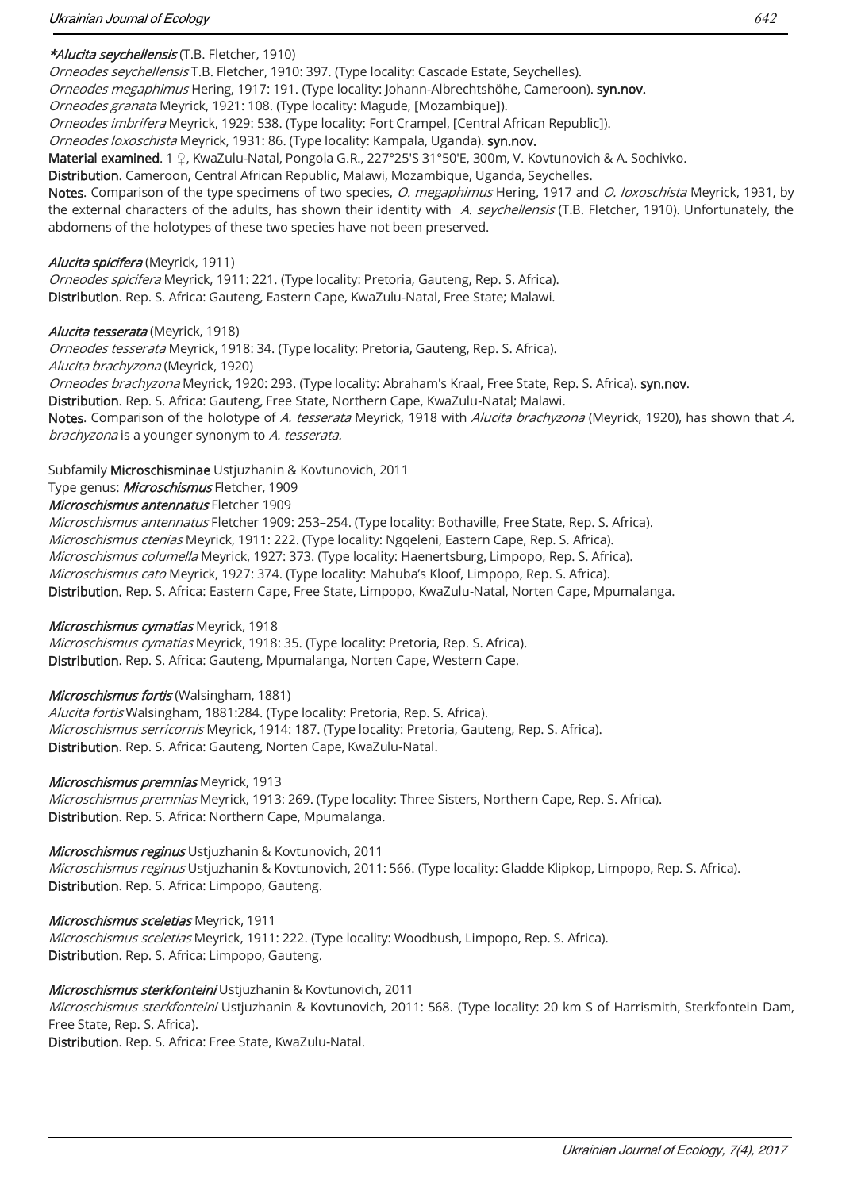***Alucita seychellensis*** (T.B. Fletcher, 1910)

*Orneodes seychellensis* T.B. Fletcher, 1910: 397. (Type locality: Cascade Estate, Seychelles).
*Orneodes megaphimus* Hering, 1917: 191. (Type locality: Johann-Albrechtshöhe, Cameroon). **syn.nov.**
*Orneodes granata* Meyrick, 1921: 108. (Type locality: Magude, [Mozambique]).
*Orneodes imbrifera* Meyrick, 1929: 538. (Type locality: Fort Crampel, [Central African Republic]).
*Orneodes loxoschista* Meyrick, 1931: 86. (Type locality: Kampala, Uganda). **syn.nov.**
**Material examined**. 1 ♀, KwaZulu-Natal, Pongola G.R., 227°25'S 31°50'E, 300m, V. Kovtunovich & A. Sochivko.
**Distribution**. Cameroon, Central African Republic, Malawi, Mozambique, Uganda, Seychelles.
**Notes**. Comparison of the type specimens of two species, *O. megaphimus* Hering, 1917 and *O. loxoschista* Meyrick, 1931, by the external characters of the adults, has shown their identity with *A. seychellensis* (T.B. Fletcher, 1910). Unfortunately, the abdomens of the holotypes of these two species have not been preserved.

***Alucita spicifera*** (Meyrick, 1911)

*Orneodes spicifera* Meyrick, 1911: 221. (Type locality: Pretoria, Gauteng, Rep. S. Africa).
**Distribution**. Rep. S. Africa: Gauteng, Eastern Cape, KwaZulu-Natal, Free State; Malawi.

***Alucita tesserata*** (Meyrick, 1918)

*Orneodes tesserata* Meyrick, 1918: 34. (Type locality: Pretoria, Gauteng, Rep. S. Africa).
*Alucita brachyzona* (Meyrick, 1920)
*Orneodes brachyzona* Meyrick, 1920: 293. (Type locality: Abraham's Kraal, Free State, Rep. S. Africa). **syn.nov**.
**Distribution**. Rep. S. Africa: Gauteng, Free State, Northern Cape, KwaZulu-Natal; Malawi.
**Notes**. Comparison of the holotype of *A. tesserata* Meyrick, 1918 with *Alucita brachyzona* (Meyrick, 1920), has shown that *A. brachyzona* is a younger synonym to *A. tesserata.*

Subfamily **Microschisminae** Ustjuzhanin & Kovtunovich, 2011
Type genus: ***Microschismus*** Fletcher, 1909

***Microschismus antennatus*** Fletcher 1909

*Microschismus antennatus* Fletcher 1909: 253–254. (Type locality: Bothaville, Free State, Rep. S. Africa).
*Microschismus ctenias* Meyrick, 1911: 222. (Type locality: Ngqeleni, Eastern Cape, Rep. S. Africa).
*Microschismus columella* Meyrick, 1927: 373. (Type locality: Haenertsburg, Limpopo, Rep. S. Africa).
*Microschismus cato* Meyrick, 1927: 374. (Type locality: Mahuba's Kloof, Limpopo, Rep. S. Africa).
**Distribution.** Rep. S. Africa: Eastern Cape, Free State, Limpopo, KwaZulu-Natal, Norten Cape, Mpumalanga.

***Microschismus cymatias*** Meyrick, 1918

*Microschismus cymatias* Meyrick, 1918: 35. (Type locality: Pretoria, Rep. S. Africa).
**Distribution**. Rep. S. Africa: Gauteng, Mpumalanga, Norten Cape, Western Cape.

***Microschismus fortis*** (Walsingham, 1881)

*Alucita fortis* Walsingham, 1881:284. (Type locality: Pretoria, Rep. S. Africa).
*Microschismus serricornis* Meyrick, 1914: 187. (Type locality: Pretoria, Gauteng, Rep. S. Africa).
**Distribution**. Rep. S. Africa: Gauteng, Norten Cape, KwaZulu-Natal.

***Microschismus premnias*** Meyrick, 1913

*Microschismus premnias* Meyrick, 1913: 269. (Type locality: Three Sisters, Northern Cape, Rep. S. Africa).
**Distribution**. Rep. S. Africa: Northern Cape, Mpumalanga.

***Microschismus reginus*** Ustjuzhanin & Kovtunovich, 2011

*Microschismus reginus* Ustjuzhanin & Kovtunovich, 2011: 566. (Type locality: Gladde Klipkop, Limpopo, Rep. S. Africa).
**Distribution**. Rep. S. Africa: Limpopo, Gauteng.

***Microschismus sceletias*** Meyrick, 1911

*Microschismus sceletias* Meyrick, 1911: 222. (Type locality: Woodbush, Limpopo, Rep. S. Africa).
**Distribution**. Rep. S. Africa: Limpopo, Gauteng.

***Microschismus sterkfonteini*** Ustjuzhanin & Kovtunovich, 2011

*Microschismus sterkfonteini* Ustjuzhanin & Kovtunovich, 2011: 568. (Type locality: 20 km S of Harrismith, Sterkfontein Dam, Free State, Rep. S. Africa).
**Distribution**. Rep. S. Africa: Free State, KwaZulu-Natal.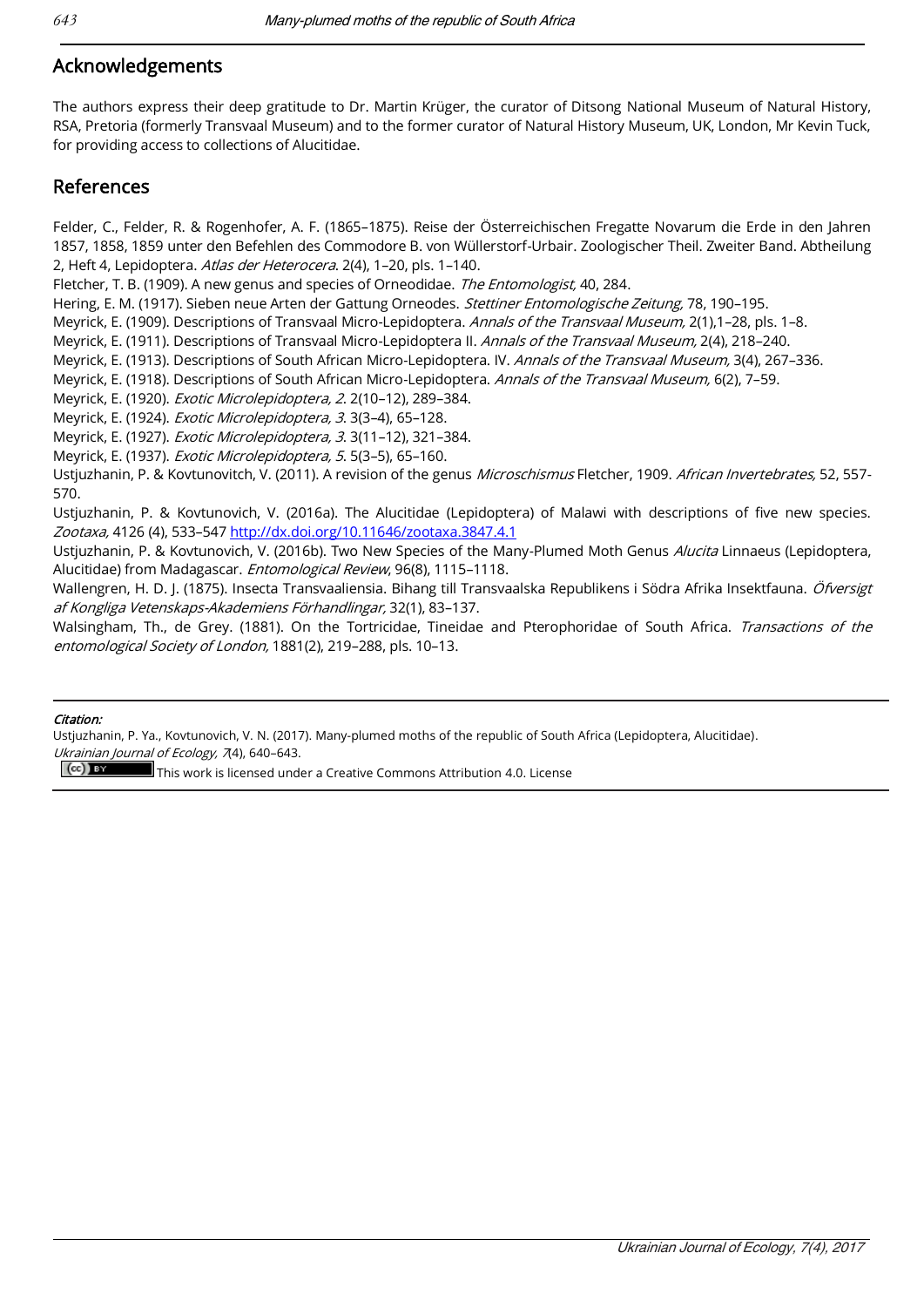## Acknowledgements

The authors express their deep gratitude to Dr. Martin Krüger, the curator of Ditsong National Museum of Natural History, RSA, Pretoria (formerly Transvaal Museum) and to the former curator of Natural History Museum, UK, London, Mr Kevin Tuck, for providing access to collections of Alucitidae.

## References

Felder, C., Felder, R. & Rogenhofer, A. F. (1865–1875). Reise der Österreichischen Fregatte Novarum die Erde in den Jahren 1857, 1858, 1859 unter den Befehlen des Commodore B. von Wüllerstorf-Urbair. Zoologischer Theil. Zweiter Band. Abtheilung 2, Heft 4, Lepidoptera. *Atlas der Heterocera*. 2(4), 1–20, pls. 1–140.

Fletcher, T. B. (1909). A new genus and species of Orneodidae. *The Entomologist*, 40, 284.

Hering, E. M. (1917). Sieben neue Arten der Gattung Orneodes. *Stettiner Entomologische Zeitung*, 78, 190–195.

Meyrick, E. (1909). Descriptions of Transvaal Micro-Lepidoptera. *Annals of the Transvaal Museum*, 2(1),1–28, pls. 1–8.

Meyrick, E. (1911). Descriptions of Transvaal Micro-Lepidoptera II. *Annals of the Transvaal Museum*, 2(4), 218–240.

Meyrick, E. (1913). Descriptions of South African Micro-Lepidoptera. IV. *Annals of the Transvaal Museum*, 3(4), 267–336.

Meyrick, E. (1918). Descriptions of South African Micro-Lepidoptera. *Annals of the Transvaal Museum*, 6(2), 7–59.

Meyrick, E. (1920). *Exotic Microlepidoptera, 2*. 2(10–12), 289–384.

Meyrick, E. (1924). *Exotic Microlepidoptera, 3*. 3(3–4), 65–128.

Meyrick, E. (1927). *Exotic Microlepidoptera, 3*. 3(11–12), 321–384.

Meyrick, E. (1937). *Exotic Microlepidoptera, 5*. 5(3–5), 65–160.

Ustjuzhanin, P. & Kovtunovitch, V. (2011). A revision of the genus *Microschismus* Fletcher, 1909. *African Invertebrates*, 52, 557-570.

Ustjuzhanin, P. & Kovtunovich, V. (2016a). The Alucitidae (Lepidoptera) of Malawi with descriptions of five new species. *Zootaxa*, 4126 (4), 533–547 http://dx.doi.org/10.11646/zootaxa.3847.4.1

Ustjuzhanin, P. & Kovtunovich, V. (2016b). Two New Species of the Many-Plumed Moth Genus *Alucita* Linnaeus (Lepidoptera, Alucitidae) from Madagascar. *Entomological Review*, 96(8), 1115–1118.

Wallengren, H. D. J. (1875). Insecta Transvaaliensia. Bihang till Transvaalska Republikens i Södra Afrika Insektfauna. *Öfversigt af Kongliga Vetenskaps-Akademiens Förhandlingar*, 32(1), 83–137.

Walsingham, Th., de Grey. (1881). On the Tortricidae, Tineidae and Pterophoridae of South Africa. *Transactions of the entomological Society of London*, 1881(2), 219–288, pls. 10–13.

**Citation:**

Ustjuzhanin, P. Ya., Kovtunovich, V. N. (2017). Many-plumed moths of the republic of South Africa (Lepidoptera, Alucitidae). *Ukrainian Journal of Ecology*, *7*(4), 640–643.

This work is licensed under a Creative Commons Attribution 4.0. License